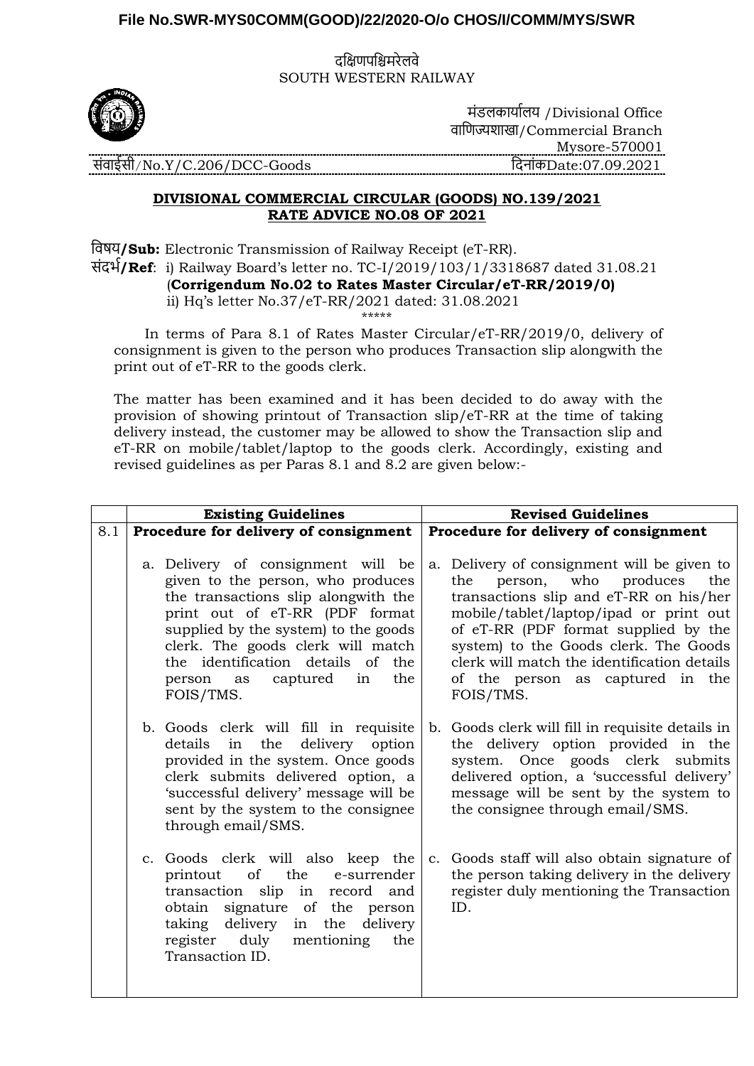**File No.SWR-MYS0COMM(GOOD)/22/2020-O/o CHOS/I/COMM/MYS/SWR**

दक्षिणपश्चिमरेलवे
SOUTH WESTERN RAILWAY

मंडलकार्यालय /Divisional Office
वाणिज्यशाखा/Commercial Branch
Mysore-570001

संवाईसी/No.Y/C.206/DCC-Goods — दिनांकDate:07.09.2021

## DIVISIONAL COMMERCIAL CIRCULAR (GOODS) NO.139/2021
## RATE ADVICE NO.08 OF 2021

विषय**/Sub:** Electronic Transmission of Railway Receipt (eT-RR).

संदर्भ**/Ref**: i) Railway Board's letter no. TC-I/2019/103/1/3318687 dated 31.08.21 (**Corrigendum No.02 to Rates Master Circular/eT-RR/2019/0)**
ii) Hq's letter No.37/eT-RR/2021 dated: 31.08.2021

\*\*\*\*\*

In terms of Para 8.1 of Rates Master Circular/eT-RR/2019/0, delivery of consignment is given to the person who produces Transaction slip alongwith the print out of eT-RR to the goods clerk.

The matter has been examined and it has been decided to do away with the provision of showing printout of Transaction slip/eT-RR at the time of taking delivery instead, the customer may be allowed to show the Transaction slip and eT-RR on mobile/tablet/laptop to the goods clerk. Accordingly, existing and revised guidelines as per Paras 8.1 and 8.2 are given below:-

| | Existing Guidelines | Revised Guidelines |
|---|---|---|
| 8.1 | **Procedure for delivery of consignment** | **Procedure for delivery of consignment** |
| | a. Delivery of consignment will be given to the person, who produces the transactions slip alongwith the print out of eT-RR (PDF format supplied by the system) to the goods clerk. The goods clerk will match the identification details of the person as captured in the FOIS/TMS. | a. Delivery of consignment will be given to the person, who produces the transactions slip and eT-RR on his/her mobile/tablet/laptop/ipad or print out of eT-RR (PDF format supplied by the system) to the Goods clerk. The Goods clerk will match the identification details of the person as captured in the FOIS/TMS. |
| | b. Goods clerk will fill in requisite details in the delivery option provided in the system. Once goods clerk submits delivered option, a 'successful delivery' message will be sent by the system to the consignee through email/SMS. | b. Goods clerk will fill in requisite details in the delivery option provided in the system. Once goods clerk submits delivered option, a 'successful delivery' message will be sent by the system to the consignee through email/SMS. |
| | c. Goods clerk will also keep the printout of the e-surrender transaction slip in record and obtain signature of the person taking delivery in the delivery register duly mentioning the Transaction ID. | c. Goods staff will also obtain signature of the person taking delivery in the delivery register duly mentioning the Transaction ID. |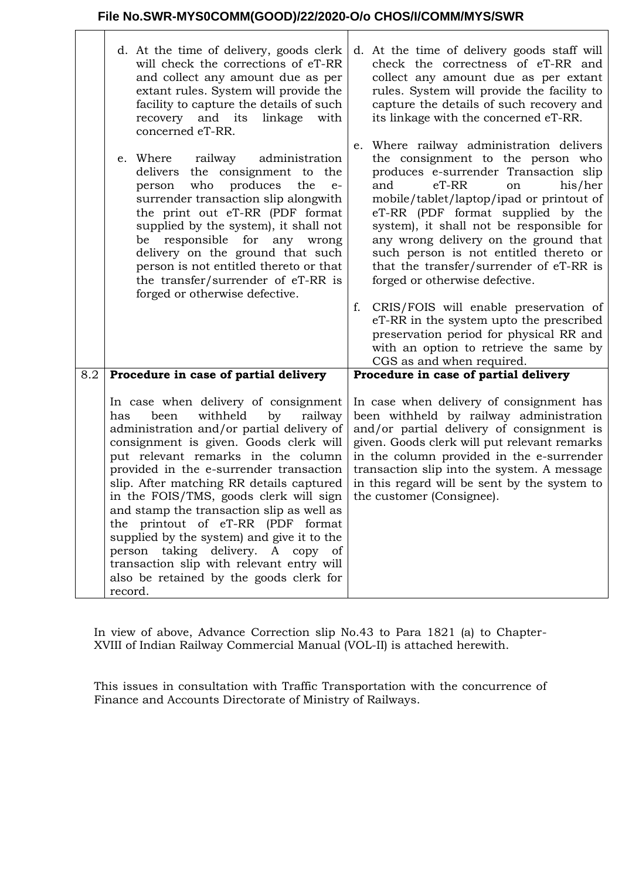| | | |
|---|---|---|
| | d. At the time of delivery, goods clerk will check the corrections of eT-RR and collect any amount due as per extant rules. System will provide the facility to capture the details of such recovery and its linkage with concerned eT-RR.<br><br>e. Where railway administration delivers the consignment to the person who produces the e-surrender transaction slip alongwith the print out eT-RR (PDF format supplied by the system), it shall not be responsible for any wrong delivery on the ground that such person is not entitled thereto or that the transfer/surrender of eT-RR is forged or otherwise defective. | d. At the time of delivery goods staff will check the correctness of eT-RR and collect any amount due as per extant rules. System will provide the facility to capture the details of such recovery and its linkage with the concerned eT-RR.<br><br>e. Where railway administration delivers the consignment to the person who produces e-surrender Transaction slip and eT-RR on his/her mobile/tablet/laptop/ipad or printout of eT-RR (PDF format supplied by the system), it shall not be responsible for any wrong delivery on the ground that such person is not entitled thereto or that the transfer/surrender of eT-RR is forged or otherwise defective.<br><br>f. CRIS/FOIS will enable preservation of eT-RR in the system upto the prescribed preservation period for physical RR and with an option to retrieve the same by CGS as and when required. |
| 8.2 | **Procedure in case of partial delivery**<br><br>In case when delivery of consignment has been withheld by railway administration and/or partial delivery of consignment is given. Goods clerk will put relevant remarks in the column provided in the e-surrender transaction slip. After matching RR details captured in the FOIS/TMS, goods clerk will sign and stamp the transaction slip as well as the printout of eT-RR (PDF format supplied by the system) and give it to the person taking delivery. A copy of transaction slip with relevant entry will also be retained by the goods clerk for record. | **Procedure in case of partial delivery**<br><br>In case when delivery of consignment has been withheld by railway administration and/or partial delivery of consignment is given. Goods clerk will put relevant remarks in the column provided in the e-surrender transaction slip into the system. A message in this regard will be sent by the system to the customer (Consignee). |

In view of above, Advance Correction slip No.43 to Para 1821 (a) to Chapter-XVIII of Indian Railway Commercial Manual (VOL-II) is attached herewith.

This issues in consultation with Traffic Transportation with the concurrence of Finance and Accounts Directorate of Ministry of Railways.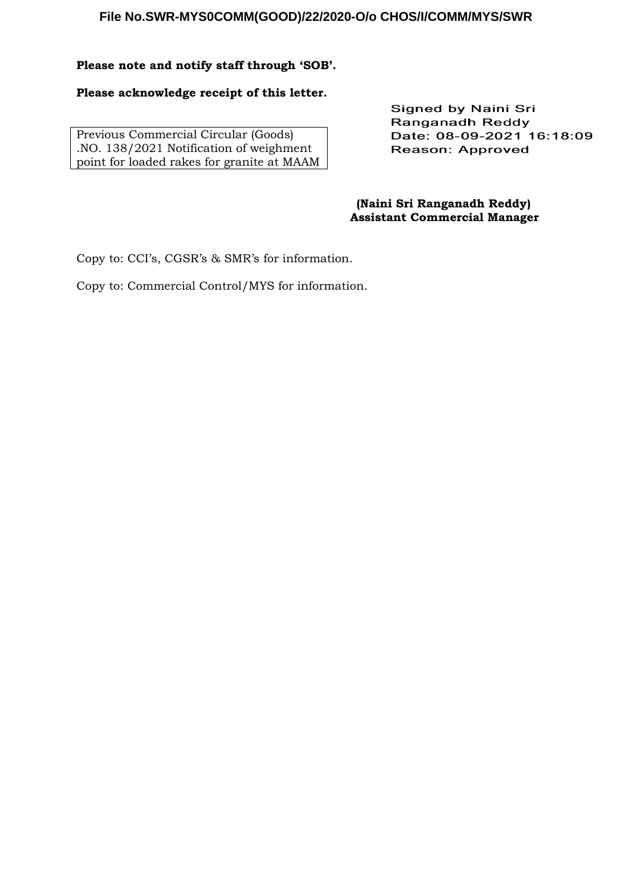**Please note and notify staff through 'SOB'.**

**Please acknowledge receipt of this letter.**

Previous Commercial Circular (Goods) .NO. 138/2021 Notification of weighment point for loaded rakes for granite at MAAM

Signed by Naini Sri Ranganadh Reddy
Date: 08-09-2021 16:18:09
Reason: Approved

**(Naini Sri Ranganadh Reddy)**
**Assistant Commercial Manager**

Copy to: CCI's, CGSR's & SMR's for information.

Copy to: Commercial Control/MYS for information.